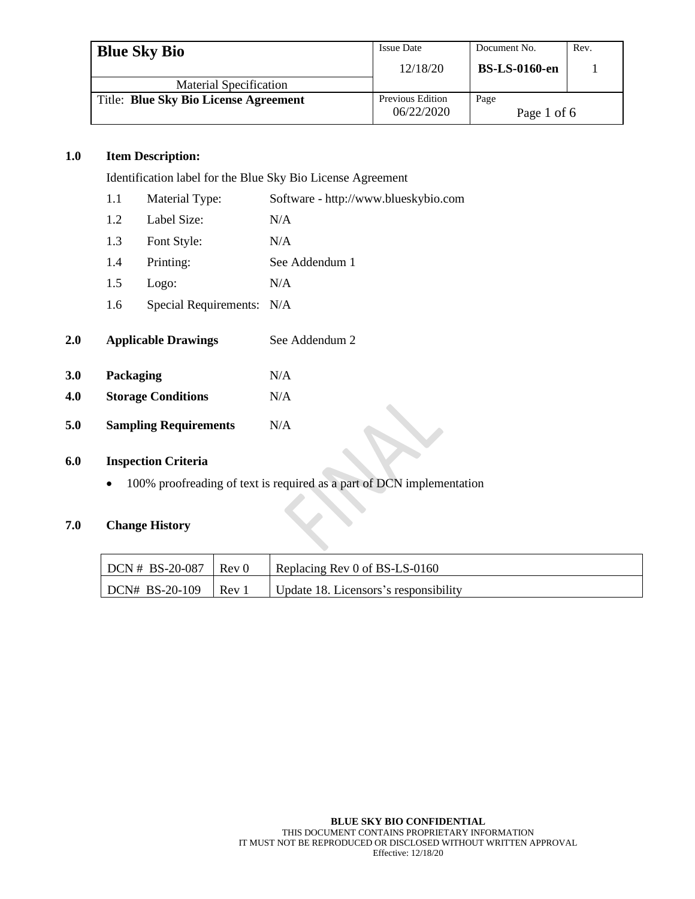| Blue Sky Bio | Issue Date | Document No. | Rev. |
| --- | --- | --- | --- |
| Material Specification | 12/18/20 | BS-LS-0160-en | 1 |
| Title: **Blue Sky Bio License Agreement** | Previous Edition 06/22/2020 | Page | |

## 1.0 Item Description:

Identification label for the Blue Sky Bio License Agreement

| | | |
| --- | --- | --- |
| 1.1 | Material Type: | Software - http://www.blueskybio.com |
| 1.2 | Label Size: | N/A |
| 1.3 | Font Style: | N/A |
| 1.4 | Printing: | See Addendum 1 |
| 1.5 | Logo: | N/A |
| 1.6 | Special Requirements: | N/A |

## 2.0 Applicable Drawings

See Addendum 2

## 3.0 Packaging

N/A

## 4.0 Storage Conditions

N/A

## 5.0 Sampling Requirements

N/A

## 6.0 Inspection Criteria

- 100% proofreading of text is required as a part of DCN implementation

## 7.0 Change History

| | | |
| --- | --- | --- |
| DCN # BS-20-087 | Rev 0 | Replacing Rev 0 of BS-LS-0160 |
| DCN# BS-20-109 | Rev 1 | Update 18. Licensors's responsibility |

**BLUE SKY BIO CONFIDENTIAL**
THIS DOCUMENT CONTAINS PROPRIETARY INFORMATION
IT MUST NOT BE REPRODUCED OR DISCLOSED WITHOUT WRITTEN APPROVAL
Effective: 12/18/20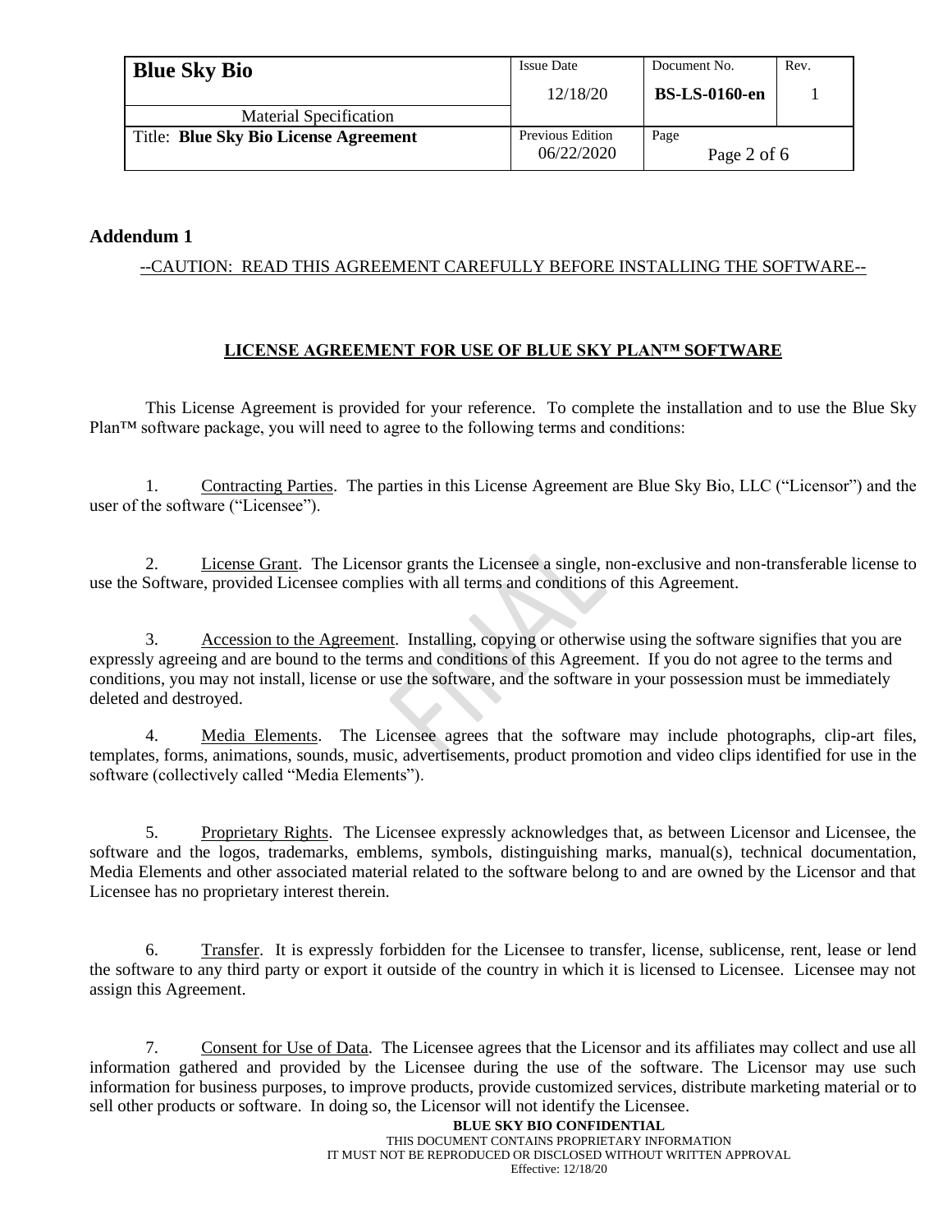## Addendum 1

--CAUTION: READ THIS AGREEMENT CAREFULLY BEFORE INSTALLING THE SOFTWARE--

### LICENSE AGREEMENT FOR USE OF BLUE SKY PLAN™ SOFTWARE

This License Agreement is provided for your reference. To complete the installation and to use the Blue Sky Plan™ software package, you will need to agree to the following terms and conditions:

1. Contracting Parties. The parties in this License Agreement are Blue Sky Bio, LLC ("Licensor") and the user of the software ("Licensee").

2. License Grant. The Licensor grants the Licensee a single, non-exclusive and non-transferable license to use the Software, provided Licensee complies with all terms and conditions of this Agreement.

3. Accession to the Agreement. Installing, copying or otherwise using the software signifies that you are expressly agreeing and are bound to the terms and conditions of this Agreement. If you do not agree to the terms and conditions, you may not install, license or use the software, and the software in your possession must be immediately deleted and destroyed.

4. Media Elements. The Licensee agrees that the software may include photographs, clip-art files, templates, forms, animations, sounds, music, advertisements, product promotion and video clips identified for use in the software (collectively called "Media Elements").

5. Proprietary Rights. The Licensee expressly acknowledges that, as between Licensor and Licensee, the software and the logos, trademarks, emblems, symbols, distinguishing marks, manual(s), technical documentation, Media Elements and other associated material related to the software belong to and are owned by the Licensor and that Licensee has no proprietary interest therein.

6. Transfer. It is expressly forbidden for the Licensee to transfer, license, sublicense, rent, lease or lend the software to any third party or export it outside of the country in which it is licensed to Licensee. Licensee may not assign this Agreement.

7. Consent for Use of Data. The Licensee agrees that the Licensor and its affiliates may collect and use all information gathered and provided by the Licensee during the use of the software. The Licensor may use such information for business purposes, to improve products, provide customized services, distribute marketing material or to sell other products or software. In doing so, the Licensor will not identify the Licensee.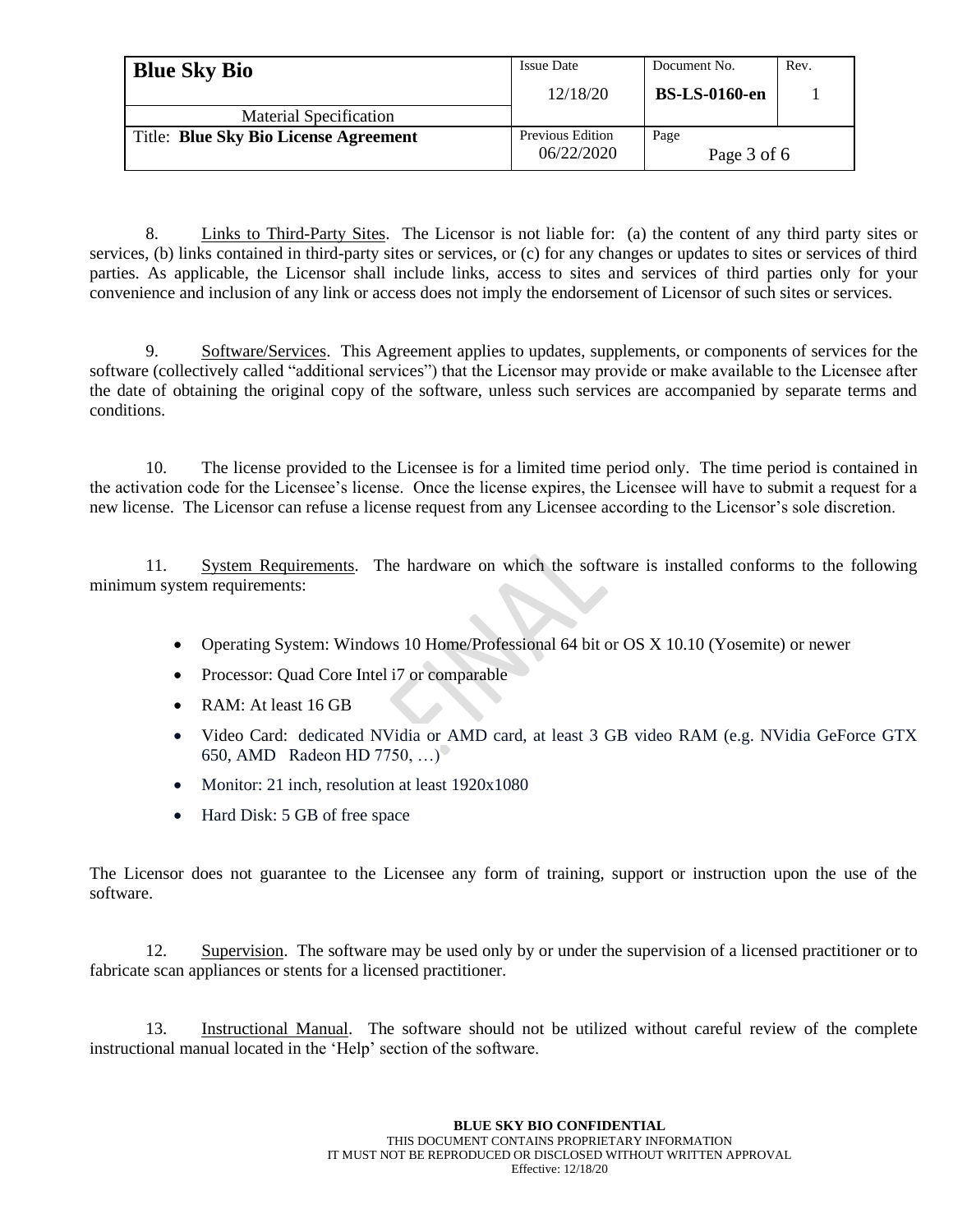8. Links to Third-Party Sites. The Licensor is not liable for: (a) the content of any third party sites or services, (b) links contained in third-party sites or services, or (c) for any changes or updates to sites or services of third parties. As applicable, the Licensor shall include links, access to sites and services of third parties only for your convenience and inclusion of any link or access does not imply the endorsement of Licensor of such sites or services.

9. Software/Services. This Agreement applies to updates, supplements, or components of services for the software (collectively called "additional services") that the Licensor may provide or make available to the Licensee after the date of obtaining the original copy of the software, unless such services are accompanied by separate terms and conditions.

10. The license provided to the Licensee is for a limited time period only. The time period is contained in the activation code for the Licensee's license. Once the license expires, the Licensee will have to submit a request for a new license. The Licensor can refuse a license request from any Licensee according to the Licensor's sole discretion.

11. System Requirements. The hardware on which the software is installed conforms to the following minimum system requirements:

- Operating System: Windows 10 Home/Professional 64 bit or OS X 10.10 (Yosemite) or newer
- Processor: Quad Core Intel i7 or comparable
- RAM: At least 16 GB
- Video Card: dedicated NVidia or AMD card, at least 3 GB video RAM (e.g. NVidia GeForce GTX 650, AMD Radeon HD 7750, …)
- Monitor: 21 inch, resolution at least 1920x1080
- Hard Disk: 5 GB of free space

The Licensor does not guarantee to the Licensee any form of training, support or instruction upon the use of the software.

12. Supervision. The software may be used only by or under the supervision of a licensed practitioner or to fabricate scan appliances or stents for a licensed practitioner.

13. Instructional Manual. The software should not be utilized without careful review of the complete instructional manual located in the 'Help' section of the software.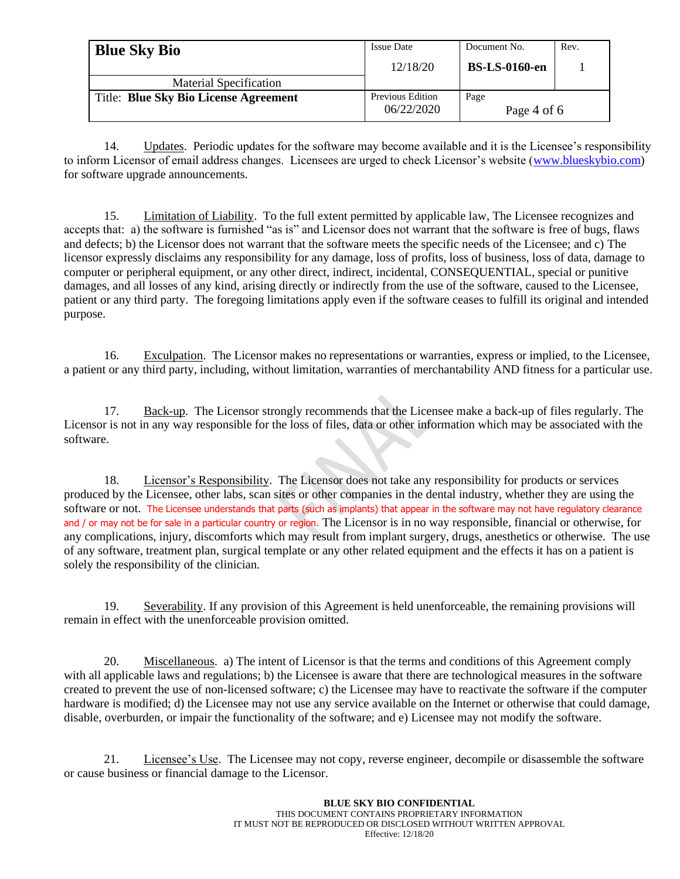14. Updates. Periodic updates for the software may become available and it is the Licensee's responsibility to inform Licensor of email address changes. Licensees are urged to check Licensor's website (www.blueskybio.com) for software upgrade announcements.

15. Limitation of Liability. To the full extent permitted by applicable law, The Licensee recognizes and accepts that: a) the software is furnished "as is" and Licensor does not warrant that the software is free of bugs, flaws and defects; b) the Licensor does not warrant that the software meets the specific needs of the Licensee; and c) The licensor expressly disclaims any responsibility for any damage, loss of profits, loss of business, loss of data, damage to computer or peripheral equipment, or any other direct, indirect, incidental, CONSEQUENTIAL, special or punitive damages, and all losses of any kind, arising directly or indirectly from the use of the software, caused to the Licensee, patient or any third party. The foregoing limitations apply even if the software ceases to fulfill its original and intended purpose.

16. Exculpation. The Licensor makes no representations or warranties, express or implied, to the Licensee, a patient or any third party, including, without limitation, warranties of merchantability AND fitness for a particular use.

17. Back-up. The Licensor strongly recommends that the Licensee make a back-up of files regularly. The Licensor is not in any way responsible for the loss of files, data or other information which may be associated with the software.

18. Licensor's Responsibility. The Licensor does not take any responsibility for products or services produced by the Licensee, other labs, scan sites or other companies in the dental industry, whether they are using the software or not. The Licensee understands that parts (such as implants) that appear in the software may not have regulatory clearance and / or may not be for sale in a particular country or region. The Licensor is in no way responsible, financial or otherwise, for any complications, injury, discomforts which may result from implant surgery, drugs, anesthetics or otherwise. The use of any software, treatment plan, surgical template or any other related equipment and the effects it has on a patient is solely the responsibility of the clinician.

19. Severability. If any provision of this Agreement is held unenforceable, the remaining provisions will remain in effect with the unenforceable provision omitted.

20. Miscellaneous. a) The intent of Licensor is that the terms and conditions of this Agreement comply with all applicable laws and regulations; b) the Licensee is aware that there are technological measures in the software created to prevent the use of non-licensed software; c) the Licensee may have to reactivate the software if the computer hardware is modified; d) the Licensee may not use any service available on the Internet or otherwise that could damage, disable, overburden, or impair the functionality of the software; and e) Licensee may not modify the software.

21. Licensee's Use. The Licensee may not copy, reverse engineer, decompile or disassemble the software or cause business or financial damage to the Licensor.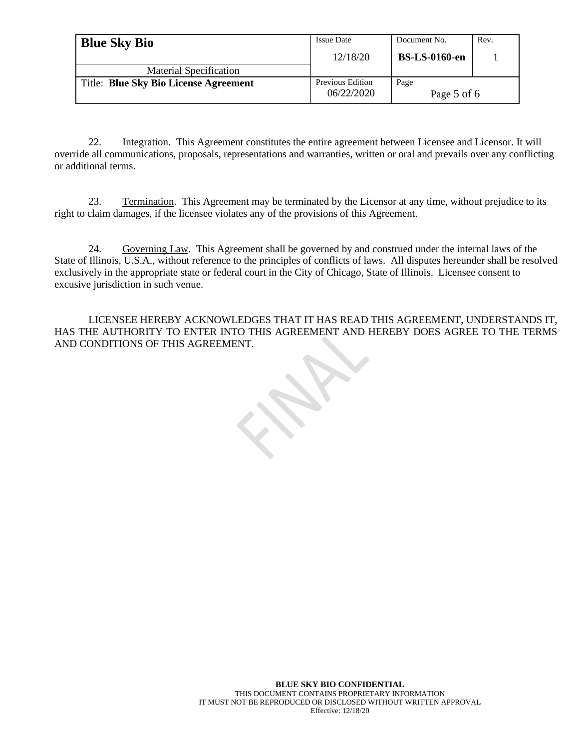22. Integration. This Agreement constitutes the entire agreement between Licensee and Licensor. It will override all communications, proposals, representations and warranties, written or oral and prevails over any conflicting or additional terms.

23. Termination. This Agreement may be terminated by the Licensor at any time, without prejudice to its right to claim damages, if the licensee violates any of the provisions of this Agreement.

24. Governing Law. This Agreement shall be governed by and construed under the internal laws of the State of Illinois, U.S.A., without reference to the principles of conflicts of laws. All disputes hereunder shall be resolved exclusively in the appropriate state or federal court in the City of Chicago, State of Illinois. Licensee consent to excusive jurisdiction in such venue.

LICENSEE HEREBY ACKNOWLEDGES THAT IT HAS READ THIS AGREEMENT, UNDERSTANDS IT, HAS THE AUTHORITY TO ENTER INTO THIS AGREEMENT AND HEREBY DOES AGREE TO THE TERMS AND CONDITIONS OF THIS AGREEMENT.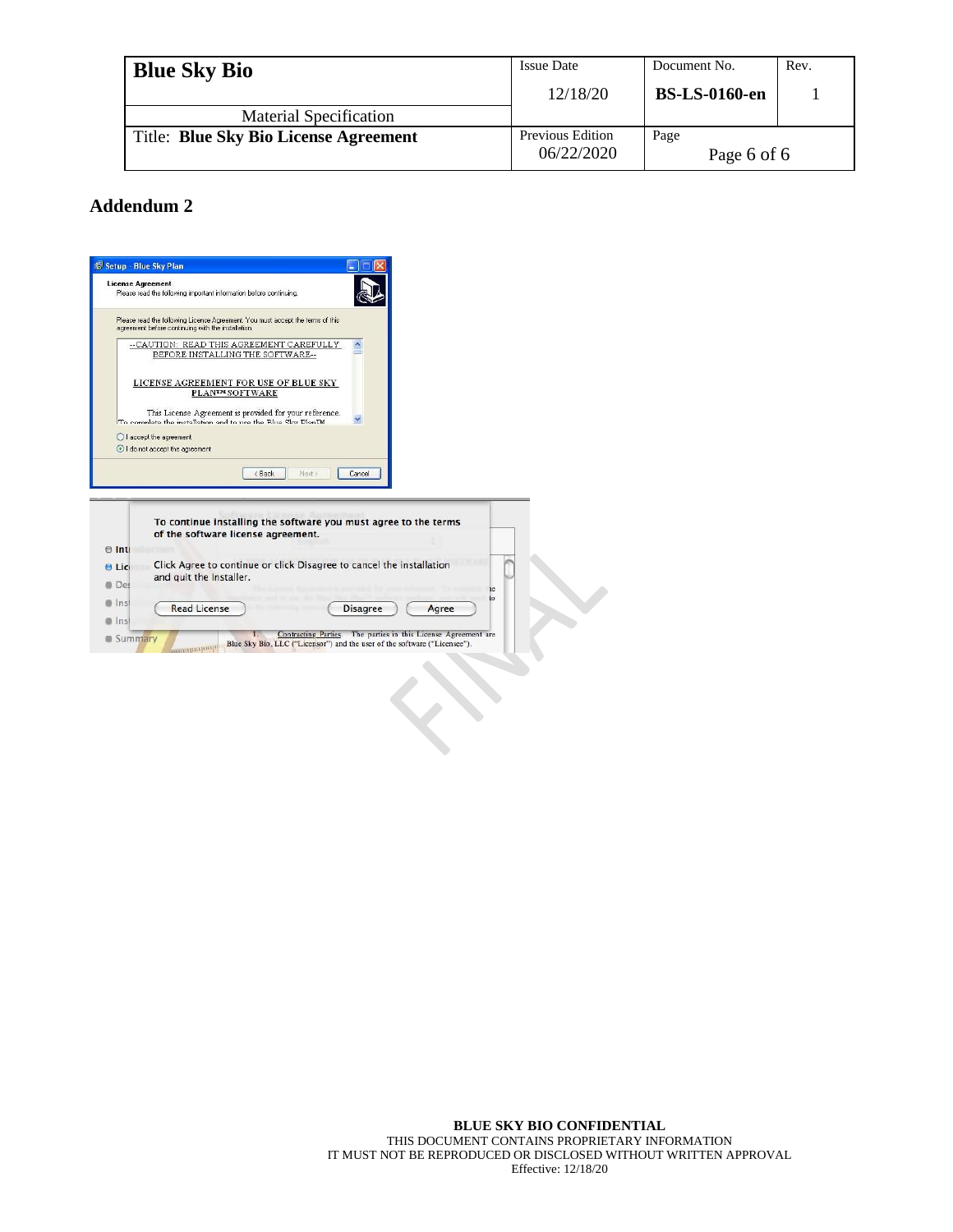## Addendum 2

Setup - Blue Sky Plan

License Agreement
Please read the following important information before continuing.

Please read the following License Agreement. You must accept the terms of this agreement before continuing with the installation.

--CAUTION: READ THIS AGREEMENT CAREFULLY BEFORE INSTALLING THE SOFTWARE--

LICENSE AGREEMENT FOR USE OF BLUE SKY PLAN™ SOFTWARE

This License Agreement is provided for your reference. To complete the installation and to use the Blue Sky PlanTM

I accept the agreement

I do not accept the agreement

< Back | Next > | Cancel

To continue installing the software you must agree to the terms of the software license agreement.

Click Agree to continue or click Disagree to cancel the installation and quit the Installer.

Read License | Disagree | Agree

Summary

1. Contracting Parties. The parties in this License Agreement are Blue Sky Bio, LLC ("Licensor") and the user of the software ("Licensee").